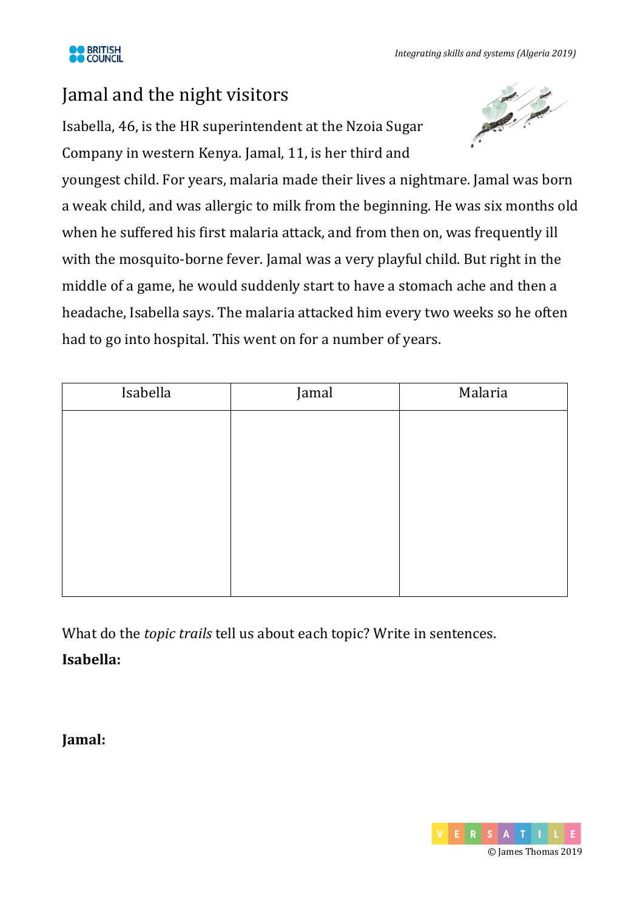# Jamal and the night visitors

Isabella, 46, is the HR superintendent at the Nzoia Sugar Company in western Kenya. Jamal, 11, is her third and youngest child. For years, malaria made their lives a nightmare. Jamal was born a weak child, and was allergic to milk from the beginning. He was six months old when he suffered his first malaria attack, and from then on, was frequently ill with the mosquito-borne fever. Jamal was a very playful child. But right in the middle of a game, he would suddenly start to have a stomach ache and then a headache, Isabella says. The malaria attacked him every two weeks so he often had to go into hospital. This went on for a number of years.

| Isabella | Jamal | Malaria |
| --- | --- | --- |
| | | |

What do the *topic trails* tell us about each topic? Write in sentences.

**Isabella:**

**Jamal:**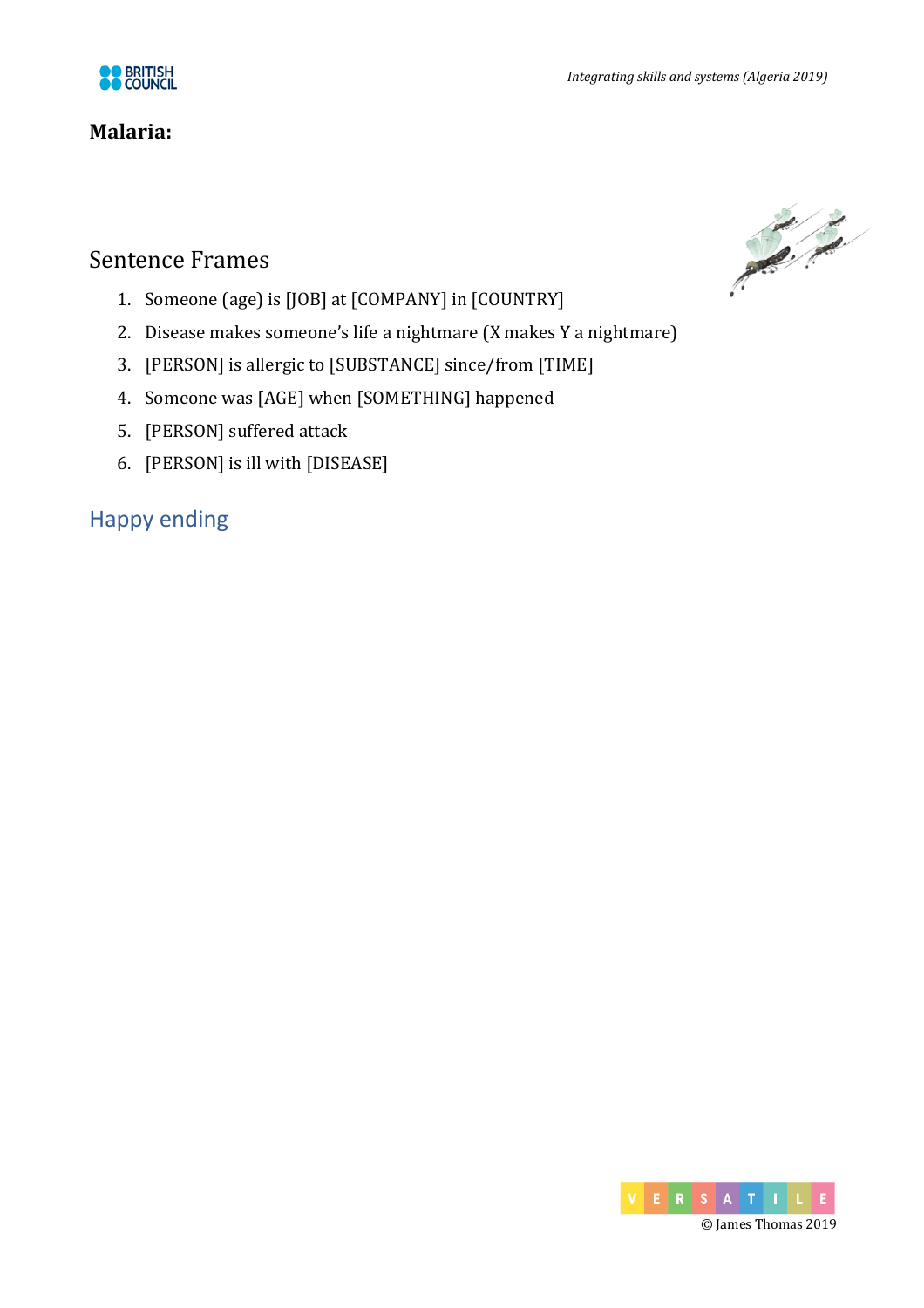**Malaria:**

## Sentence Frames

1. Someone (age) is [JOB] at [COMPANY] in [COUNTRY]
2. Disease makes someone's life a nightmare (X makes Y a nightmare)
3. [PERSON] is allergic to [SUBSTANCE] since/from [TIME]
4. Someone was [AGE] when [SOMETHING] happened
5. [PERSON] suffered attack
6. [PERSON] is ill with [DISEASE]

## Happy ending